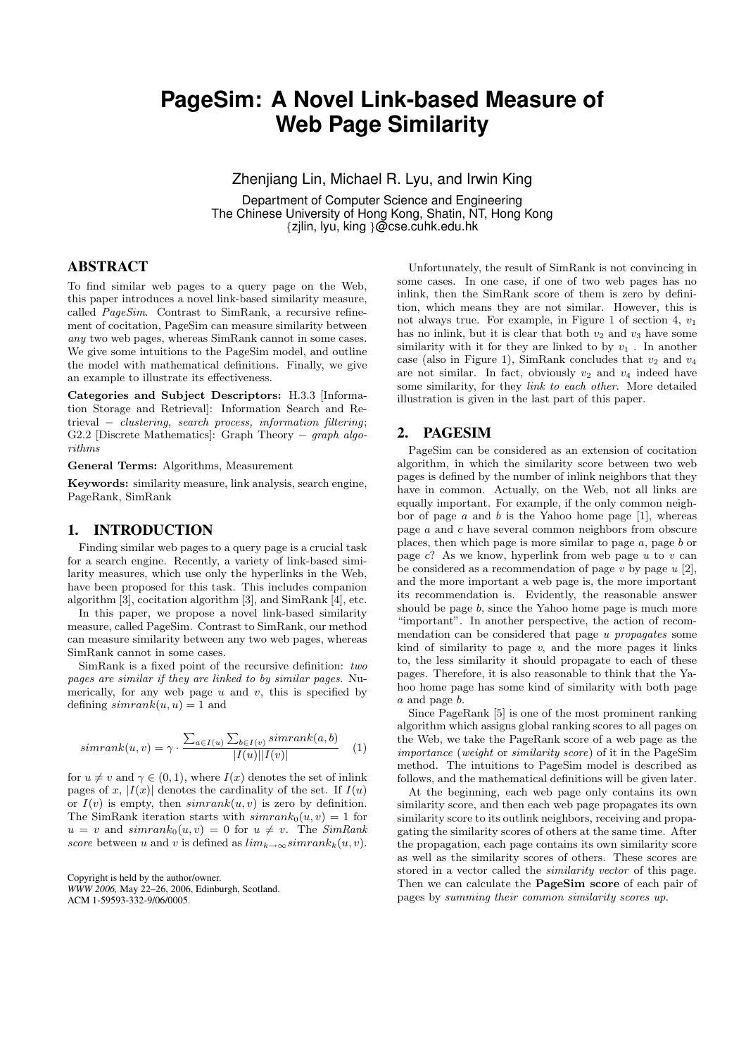# PageSim: A Novel Link-based Measure of Web Page Similarity

Zhenjiang Lin, Michael R. Lyu, and Irwin King

Department of Computer Science and Engineering
The Chinese University of Hong Kong, Shatin, NT, Hong Kong
{zjlin, lyu, king }@cse.cuhk.edu.hk

## ABSTRACT

To find similar web pages to a query page on the Web, this paper introduces a novel link-based similarity measure, called *PageSim*. Contrast to SimRank, a recursive refinement of cocitation, PageSim can measure similarity between *any* two web pages, whereas SimRank cannot in some cases. We give some intuitions to the PageSim model, and outline the model with mathematical definitions. Finally, we give an example to illustrate its effectiveness.

**Categories and Subject Descriptors:** H.3.3 [Information Storage and Retrieval]: Information Search and Retrieval – *clustering, search process, information filtering*; G2.2 [Discrete Mathematics]: Graph Theory – *graph algorithms*

**General Terms:** Algorithms, Measurement

**Keywords:** similarity measure, link analysis, search engine, PageRank, SimRank

## 1. INTRODUCTION

Finding similar web pages to a query page is a crucial task for a search engine. Recently, a variety of link-based similarity measures, which use only the hyperlinks in the Web, have been proposed for this task. This includes companion algorithm [3], cocitation algorithm [3], and SimRank [4], etc.

In this paper, we propose a novel link-based similarity measure, called PageSim. Contrast to SimRank, our method can measure similarity between any two web pages, whereas SimRank cannot in some cases.

SimRank is a fixed point of the recursive definition: *two pages are similar if they are linked to by similar pages.* Numerically, for any web page $u$ and $v$, this is specified by defining $simrank(u, u) = 1$ and

$$simrank(u, v) = \gamma \cdot \frac{\sum_{a \in I(u)} \sum_{b \in I(v)} simrank(a, b)}{|I(u)||I(v)|} \quad (1)$$

for $u \neq v$ and $\gamma \in (0, 1)$, where $I(x)$ denotes the set of inlink pages of $x$, $|I(x)|$ denotes the cardinality of the set. If $I(u)$ or $I(v)$ is empty, then $simrank(u, v)$ is zero by definition. The SimRank iteration starts with $simrank_0(u, v) = 1$ for $u = v$ and $simrank_0(u, v) = 0$ for $u \neq v$. The *SimRank score* between $u$ and $v$ is defined as $lim_{k \to \infty} simrank_k(u, v)$.

Copyright is held by the author/owner.
*WWW 2006,* May 22–26, 2006, Edinburgh, Scotland.
ACM 1-59593-332-9/06/0005.

Unfortunately, the result of SimRank is not convincing in some cases. In one case, if one of two web pages has no inlink, then the SimRank score of them is zero by definition, which means they are not similar. However, this is not always true. For example, in Figure 1 of section 4, $v_1$ has no inlink, but it is clear that both $v_2$ and $v_3$ have some similarity with it for they are linked to by $v_1$. In another case (also in Figure 1), SimRank concludes that $v_2$ and $v_4$ are not similar. In fact, obviously $v_2$ and $v_4$ indeed have some similarity, for they *link to each other*. More detailed illustration is given in the last part of this paper.

## 2. PAGESIM

PageSim can be considered as an extension of cocitation algorithm, in which the similarity score between two web pages is defined by the number of inlink neighbors that they have in common. Actually, on the Web, not all links are equally important. For example, if the only common neighbor of page $a$ and $b$ is the Yahoo home page [1], whereas page $a$ and $c$ have several common neighbors from obscure places, then which page is more similar to page $a$, page $b$ or page $c$? As we know, hyperlink from web page $u$ to $v$ can be considered as a recommendation of page $v$ by page $u$ [2], and the more important a web page is, the more important its recommendation is. Evidently, the reasonable answer should be page $b$, since the Yahoo home page is much more "important". In another perspective, the action of recommendation can be considered that page $u$ *propagates* some kind of similarity to page $v$, and the more pages it links to, the less similarity it should propagate to each of these pages. Therefore, it is also reasonable to think that the Yahoo home page has some kind of similarity with both page $a$ and page $b$.

Since PageRank [5] is one of the most prominent ranking algorithm which assigns global ranking scores to all pages on the Web, we take the PageRank score of a web page as the *importance* (*weight* or *similarity score*) of it in the PageSim method. The intuitions to PageSim model is described as follows, and the mathematical definitions will be given later.

At the beginning, each web page only contains its own similarity score, and then each web page propagates its own similarity score to its outlink neighbors, receiving and propagating the similarity scores of others at the same time. After the propagation, each page contains its own similarity score as well as the similarity scores of others. These scores are stored in a vector called the *similarity vector* of this page. Then we can calculate the **PageSim score** of each pair of pages by *summing their common similarity scores up.*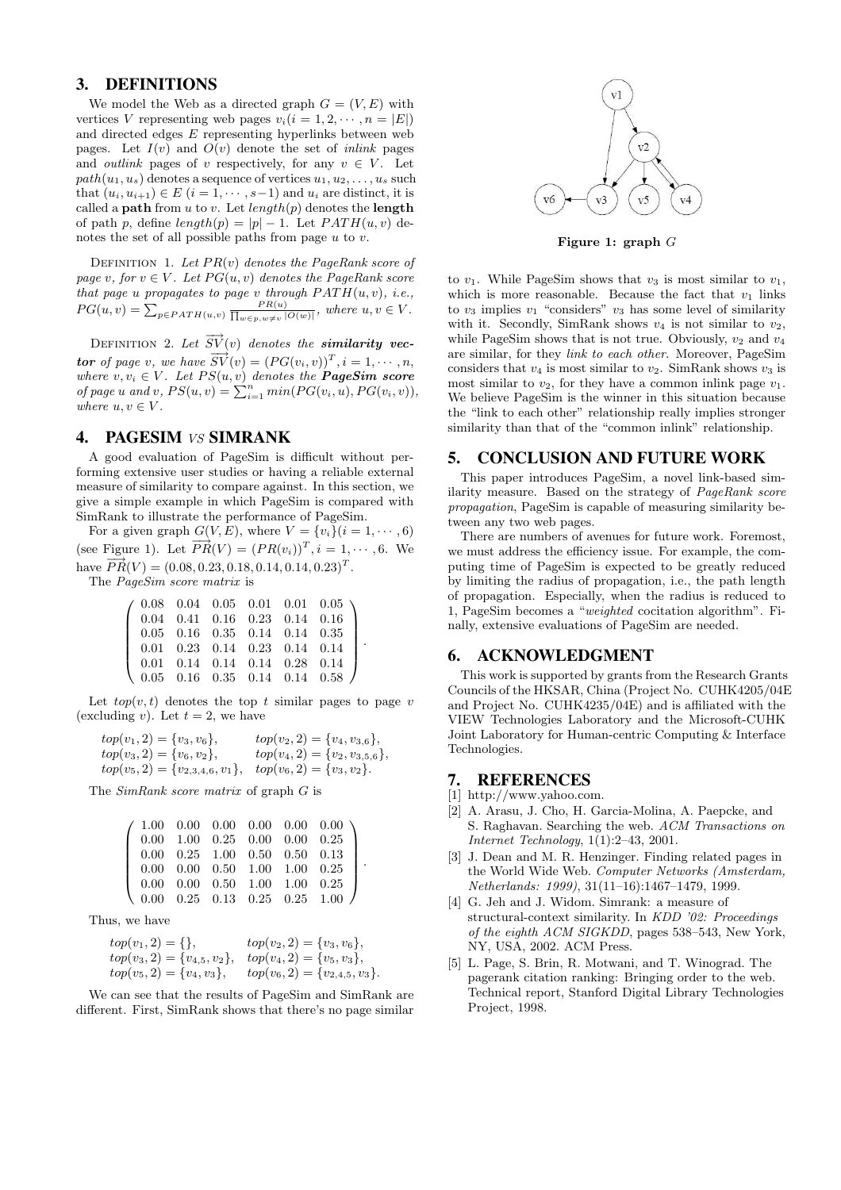## 3. DEFINITIONS

We model the Web as a directed graph $G = (V, E)$ with vertices $V$ representing web pages $v_i (i = 1, 2, \cdots, n = |E|)$ and directed edges $E$ representing hyperlinks between web pages. Let $I(v)$ and $O(v)$ denote the set of *inlink* pages and *outlink* pages of $v$ respectively, for any $v \in V$. Let $path(u_1, u_s)$ denotes a sequence of vertices $u_1, u_2, \ldots, u_s$ such that $(u_i, u_{i+1}) \in E$ $(i = 1, \cdots, s-1)$ and $u_i$ are distinct, it is called a **path** from $u$ to $v$. Let $length(p)$ denotes the **length** of path $p$, define $length(p) = |p| - 1$. Let $PATH(u, v)$ denotes the set of all possible paths from page $u$ to $v$.

Definition 1. *Let $PR(v)$ denotes the PageRank score of page $v$, for $v \in V$. Let $PG(u, v)$ denotes the PageRank score that page $u$ propagates to page $v$ through $PATH(u, v)$, i.e., $PG(u, v) = \sum_{p \in PATH(u,v)} \frac{PR(u)}{\prod_{w \in p, w \neq v} |O(w)|}$, where $u, v \in V$.*

Definition 2. *Let $\overrightarrow{SV}(v)$ denotes the **similarity vector** of page $v$, we have $\overrightarrow{SV}(v) = (PG(v_i, v))^T, i = 1, \cdots, n$, where $v, v_i \in V$. Let $PS(u, v)$ denotes the **PageSim score** of page $u$ and $v$, $PS(u, v) = \sum_{i=1}^{n} min(PG(v_i, u), PG(v_i, v))$, where $u, v \in V$.*

## 4. PAGESIM *VS* SIMRANK

A good evaluation of PageSim is difficult without performing extensive user studies or having a reliable external measure of similarity to compare against. In this section, we give a simple example in which PageSim is compared with SimRank to illustrate the performance of PageSim.

For a given graph $G(V, E)$, where $V = \{v_i\} (i = 1, \cdots, 6)$ (see Figure 1). Let $\overrightarrow{PR}(V) = (PR(v_i))^T, i = 1, \cdots, 6$. We have $\overrightarrow{PR}(V) = (0.08, 0.23, 0.18, 0.14, 0.14, 0.23)^T$.

The *PageSim score matrix* is

$$
\begin{pmatrix}
0.08 & 0.04 & 0.05 & 0.01 & 0.01 & 0.05 \\
0.04 & 0.41 & 0.16 & 0.23 & 0.14 & 0.16 \\
0.05 & 0.16 & 0.35 & 0.14 & 0.14 & 0.35 \\
0.01 & 0.23 & 0.14 & 0.23 & 0.14 & 0.14 \\
0.01 & 0.14 & 0.14 & 0.14 & 0.28 & 0.14 \\
0.05 & 0.16 & 0.35 & 0.14 & 0.14 & 0.58
\end{pmatrix}.
$$

Let $top(v, t)$ denote the top $t$ similar pages to page $v$ (excluding $v$). Let $t = 2$, we have

$top(v_1, 2) = \{v_3, v_6\}$, $\quad top(v_2, 2) = \{v_4, v_{3,6}\}$,
$top(v_3, 2) = \{v_6, v_2\}$, $\quad top(v_4, 2) = \{v_2, v_{3,5,6}\}$,
$top(v_5, 2) = \{v_{2,3,4,6}, v_1\}$, $\quad top(v_6, 2) = \{v_3, v_2\}$.

The *SimRank score matrix* of graph $G$ is

$$
\begin{pmatrix}
1.00 & 0.00 & 0.00 & 0.00 & 0.00 & 0.00 \\
0.00 & 1.00 & 0.25 & 0.00 & 0.00 & 0.25 \\
0.00 & 0.25 & 1.00 & 0.50 & 0.50 & 0.13 \\
0.00 & 0.00 & 0.50 & 1.00 & 1.00 & 0.25 \\
0.00 & 0.00 & 0.50 & 1.00 & 1.00 & 0.25 \\
0.00 & 0.25 & 0.13 & 0.25 & 0.25 & 1.00
\end{pmatrix}.
$$

Thus, we have

$top(v_1, 2) = \{\}$, $\quad top(v_2, 2) = \{v_3, v_6\}$,
$top(v_3, 2) = \{v_{4,5}, v_2\}$, $\quad top(v_4, 2) = \{v_5, v_3\}$,
$top(v_5, 2) = \{v_4, v_3\}$, $\quad top(v_6, 2) = \{v_{2,4,5}, v_3\}$.

We can see that the results of PageSim and SimRank are different. First, SimRank shows that there's no page similar to $v_1$. While PageSim shows that $v_3$ is most similar to $v_1$, which is more reasonable. Because the fact that $v_1$ links to $v_3$ implies $v_1$ "considers" $v_3$ has some level of similarity with it. Secondly, SimRank shows $v_4$ is not similar to $v_2$, while PageSim shows that is not true. Obviously, $v_2$ and $v_4$ are similar, for they *link to each other*. Moreover, PageSim considers that $v_4$ is most similar to $v_2$. SimRank shows $v_3$ is most similar to $v_2$, for they have a common inlink page $v_1$. We believe PageSim is the winner in this situation because the "link to each other" relationship really implies stronger similarity than that of the "common inlink" relationship.

v1
v2
v6
v3
v5
v4

**Figure 1: graph $G$**

## 5. CONCLUSION AND FUTURE WORK

This paper introduces PageSim, a novel link-based similarity measure. Based on the strategy of *PageRank score propagation*, PageSim is capable of measuring similarity between any two web pages.

There are numbers of avenues for future work. Foremost, we must address the efficiency issue. For example, the computing time of PageSim is expected to be greatly reduced by limiting the radius of propagation, i.e., the path length of propagation. Especially, when the radius is reduced to 1, PageSim becomes a "*weighted* cocitation algorithm". Finally, extensive evaluations of PageSim are needed.

## 6. ACKNOWLEDGMENT

This work is supported by grants from the Research Grants Councils of the HKSAR, China (Project No. CUHK4205/04E and Project No. CUHK4235/04E) and is affiliated with the VIEW Technologies Laboratory and the Microsoft-CUHK Joint Laboratory for Human-centric Computing & Interface Technologies.

## 7. REFERENCES

[1] http://www.yahoo.com.

[2] A. Arasu, J. Cho, H. Garcia-Molina, A. Paepcke, and S. Raghavan. Searching the web. *ACM Transactions on Internet Technology*, 1(1):2–43, 2001.

[3] J. Dean and M. R. Henzinger. Finding related pages in the World Wide Web. *Computer Networks (Amsterdam, Netherlands: 1999)*, 31(11–16):1467–1479, 1999.

[4] G. Jeh and J. Widom. Simrank: a measure of structural-context similarity. In *KDD '02: Proceedings of the eighth ACM SIGKDD*, pages 538–543, New York, NY, USA, 2002. ACM Press.

[5] L. Page, S. Brin, R. Motwani, and T. Winograd. The pagerank citation ranking: Bringing order to the web. Technical report, Stanford Digital Library Technologies Project, 1998.